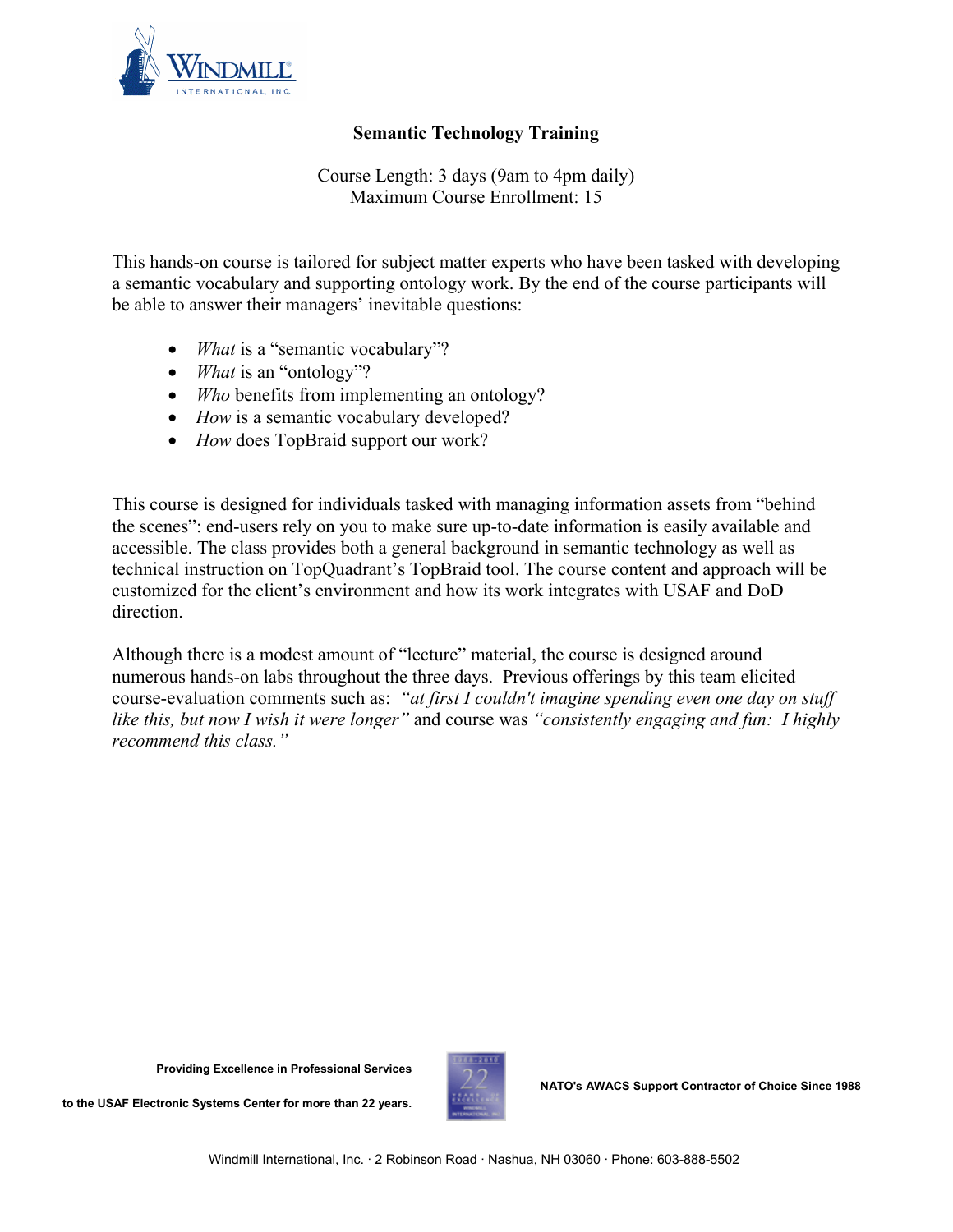# Semantic Technology Training

Course Length: 3 days (9am to 4pm daily)
Maximum Course Enrollment: 15

This hands-on course is tailored for subject matter experts who have been tasked with developing a semantic vocabulary and supporting ontology work. By the end of the course participants will be able to answer their managers' inevitable questions:

- *What* is a "semantic vocabulary"?
- *What* is an "ontology"?
- *Who* benefits from implementing an ontology?
- *How* is a semantic vocabulary developed?
- *How* does TopBraid support our work?

This course is designed for individuals tasked with managing information assets from "behind the scenes": end-users rely on you to make sure up-to-date information is easily available and accessible. The class provides both a general background in semantic technology as well as technical instruction on TopQuadrant's TopBraid tool. The course content and approach will be customized for the client's environment and how its work integrates with USAF and DoD direction.

Although there is a modest amount of "lecture" material, the course is designed around numerous hands-on labs throughout the three days. Previous offerings by this team elicited course-evaluation comments such as: *"at first I couldn't imagine spending even one day on stuff like this, but now I wish it were longer"* and course was *"consistently engaging and fun: I highly recommend this class."*

**Providing Excellence in Professional Services to the USAF Electronic Systems Center for more than 22 years.**

**NATO's AWACS Support Contractor of Choice Since 1988**

Windmill International, Inc. · 2 Robinson Road · Nashua, NH 03060 · Phone: 603-888-5502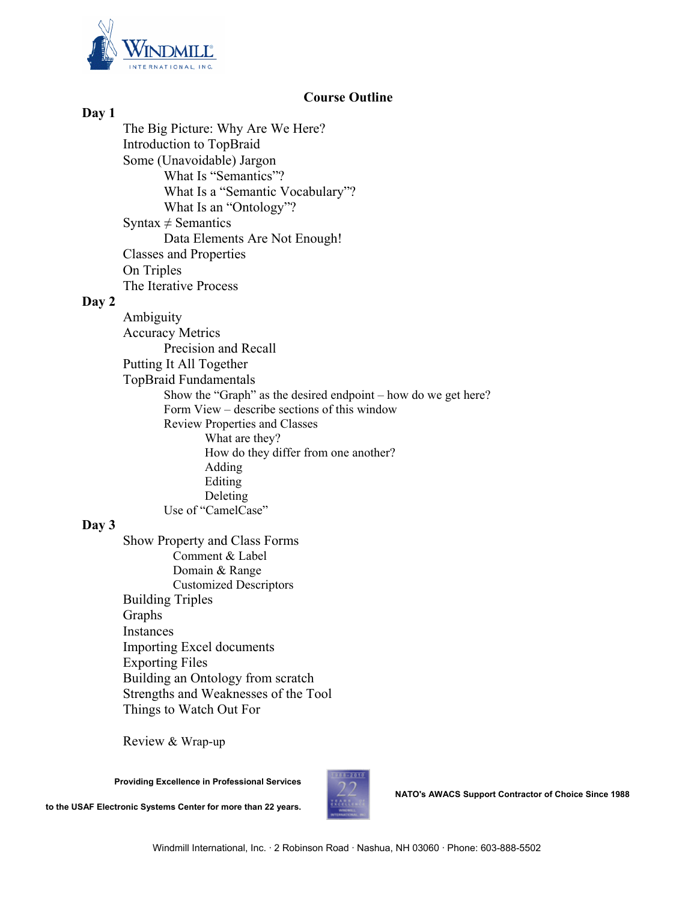## Course Outline

**Day 1**

- The Big Picture: Why Are We Here?
- Introduction to TopBraid
- Some (Unavoidable) Jargon
  - What Is “Semantics”?
  - What Is a “Semantic Vocabulary”?
  - What Is an “Ontology”?
- Syntax ≠ Semantics
  - Data Elements Are Not Enough!
- Classes and Properties
- On Triples
- The Iterative Process

**Day 2**

- Ambiguity
- Accuracy Metrics
  - Precision and Recall
- Putting It All Together
- TopBraid Fundamentals
  - Show the “Graph” as the desired endpoint – how do we get here?
  - Form View – describe sections of this window
  - Review Properties and Classes
    - What are they?
    - How do they differ from one another?
    - Adding
    - Editing
    - Deleting
  - Use of “CamelCase”

**Day 3**

- Show Property and Class Forms
  - Comment & Label
  - Domain & Range
  - Customized Descriptors
- Building Triples
- Graphs
- Instances
- Importing Excel documents
- Exporting Files
- Building an Ontology from scratch
- Strengths and Weaknesses of the Tool
- Things to Watch Out For

Review & Wrap-up

**Providing Excellence in Professional Services to the USAF Electronic Systems Center for more than 22 years.**

**NATO's AWACS Support Contractor of Choice Since 1988**

Windmill International, Inc. · 2 Robinson Road · Nashua, NH 03060 · Phone: 603-888-5502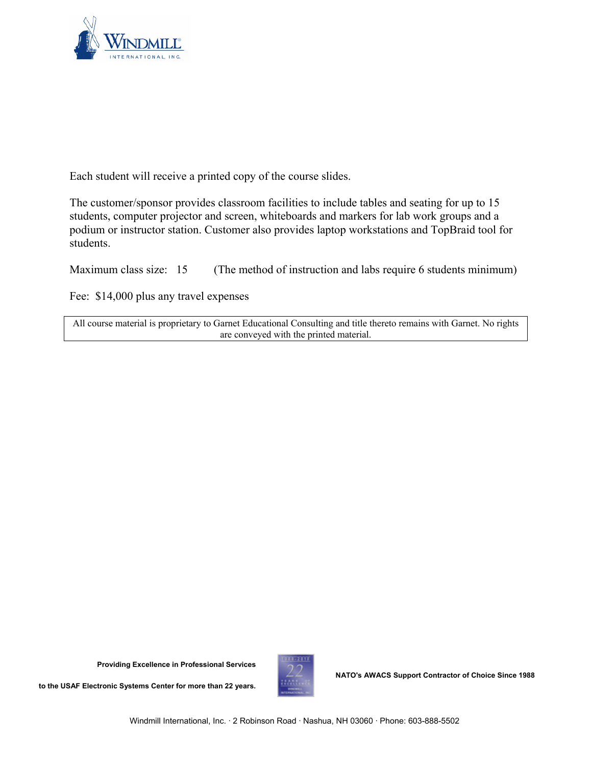Each student will receive a printed copy of the course slides.

The customer/sponsor provides classroom facilities to include tables and seating for up to 15 students, computer projector and screen, whiteboards and markers for lab work groups and a podium or instructor station. Customer also provides laptop workstations and TopBraid tool for students.

Maximum class size: 15 (The method of instruction and labs require 6 students minimum)

Fee: $14,000 plus any travel expenses

| |
|---|
| All course material is proprietary to Garnet Educational Consulting and title thereto remains with Garnet. No rights are conveyed with the printed material. |